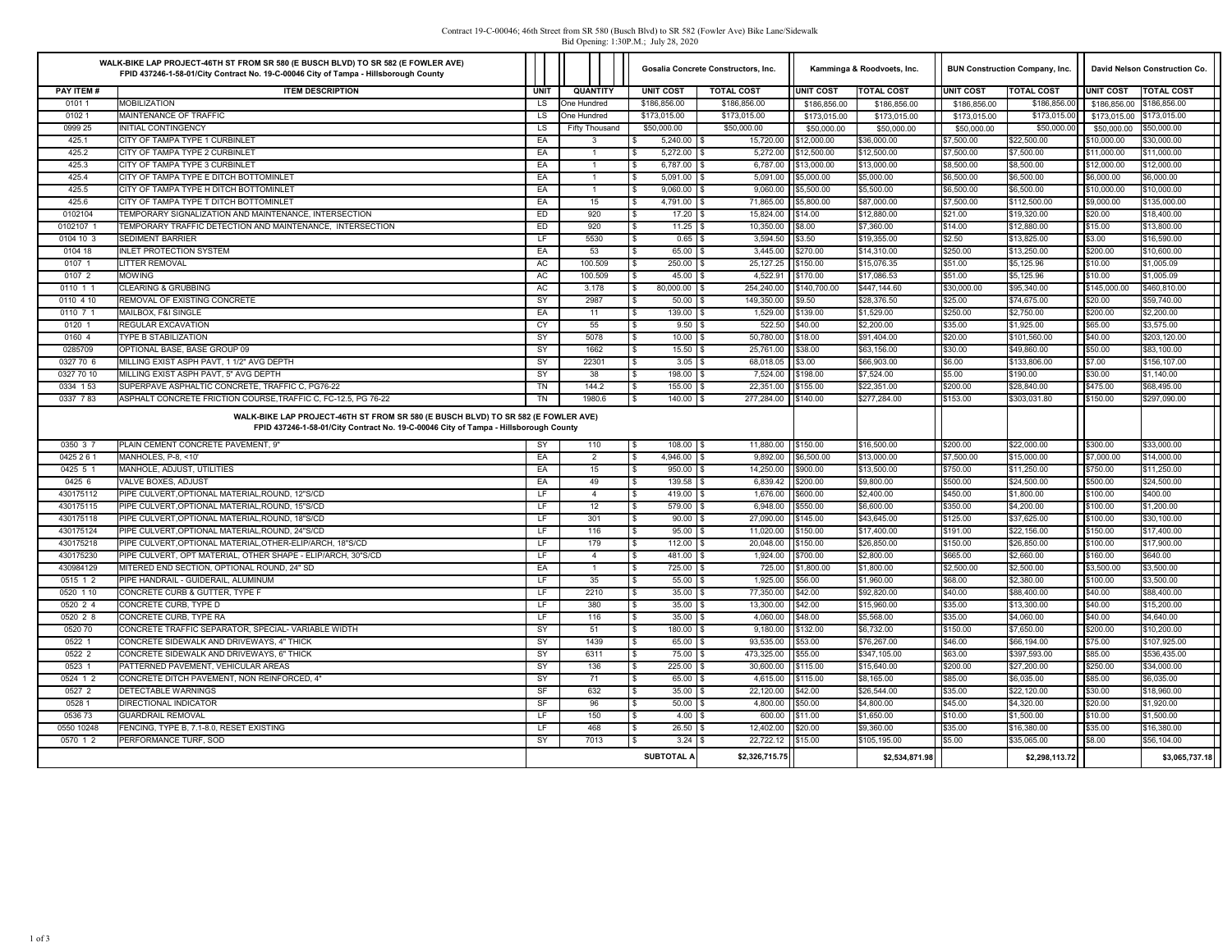Contract 19-C-00046; 46th Street from SR 580 (Busch Blvd) to SR 582 (Fowler Ave) Bike Lane/Sidewalk
Bid Opening: 1:30P.M.; July 28, 2020

| WALK-BIKE LAP PROJECT-46TH ST FROM SR 580 (E BUSCH BLVD) TO SR 582 (E FOWLER AVE) FPID 437246-1-58-01/City Contract No. 19-C-00046 City of Tampa - Hillsborough County | | | | Gosalia Concrete Constructors, Inc. | | Kamminga & Roodvoets, Inc. | | BUN Construction Company, Inc. | | David Nelson Construction Co. | |
|---|---|---|---|---|---|---|---|---|---|---|---|
| PAY ITEM # | ITEM DESCRIPTION | UNIT | QUANTITY | UNIT COST | TOTAL COST | UNIT COST | TOTAL COST | UNIT COST | TOTAL COST | UNIT COST | TOTAL COST |
| 0101 1 | MOBILIZATION | LS | One Hundred | $186,856.00 | $186,856.00 | $186,856.00 | $186,856.00 | $186,856.00 | $186,856.00 | $186,856.00 | $186,856.00 |
| 0102 1 | MAINTENANCE OF TRAFFIC | LS | One Hundred | $173,015.00 | $173,015.00 | $173,015.00 | $173,015.00 | $173,015.00 | $173,015.00 | $173,015.00 | $173,015.00 |
| 0999 25 | INITIAL CONTINGENCY | LS | Fifty Thousand | $50,000.00 | $50,000.00 | $50,000.00 | $50,000.00 | $50,000.00 | $50,000.00 | $50,000.00 | $50,000.00 |
| 425.1 | CITY OF TAMPA TYPE 1 CURBINLET | EA | 3 | $ 5,240.00 | $ 15,720.00 | $12,000.00 | $36,000.00 | $7,500.00 | $22,500.00 | $10,000.00 | $30,000.00 |
| 425.2 | CITY OF TAMPA TYPE 2 CURBINLET | EA | 1 | $ 5,272.00 | $ 5,272.00 | $12,500.00 | $12,500.00 | $7,500.00 | $7,500.00 | $11,000.00 | $11,000.00 |
| 425.3 | CITY OF TAMPA TYPE 3 CURBINLET | EA | 1 | $ 6,787.00 | $ 6,787.00 | $13,000.00 | $13,000.00 | $8,500.00 | $8,500.00 | $12,000.00 | $12,000.00 |
| 425.4 | CITY OF TAMPA TYPE E DITCH BOTTOMINLET | EA | 1 | $ 5,091.00 | $ 5,091.00 | $5,000.00 | $5,000.00 | $6,500.00 | $6,500.00 | $6,000.00 | $6,000.00 |
| 425.5 | CITY OF TAMPA TYPE H DITCH BOTTOMINLET | EA | 1 | $ 9,060.00 | $ 9,060.00 | $5,500.00 | $5,500.00 | $6,500.00 | $6,500.00 | $10,000.00 | $10,000.00 |
| 425.6 | CITY OF TAMPA TYPE T DITCH BOTTOMINLET | EA | 15 | $ 4,791.00 | $ 71,865.00 | $5,800.00 | $87,000.00 | $7,500.00 | $112,500.00 | $9,000.00 | $135,000.00 |
| 0102104 | TEMPORARY SIGNALIZATION AND MAINTENANCE, INTERSECTION | ED | 920 | $ 17.20 | $ 15,824.00 | $14.00 | $12,880.00 | $21.00 | $19,320.00 | $20.00 | $18,400.00 |
| 0102107 1 | TEMPORARY TRAFFIC DETECTION AND MAINTENANCE, INTERSECTION | ED | 920 | $ 11.25 | $ 10,350.00 | $8.00 | $7,360.00 | $14.00 | $12,880.00 | $15.00 | $13,800.00 |
| 0104 10 3 | SEDIMENT BARRIER | LF | 5530 | $ 0.65 | $ 3,594.50 | $3.50 | $19,355.00 | $2.50 | $13,825.00 | $3.00 | $16,590.00 |
| 0104 18 | INLET PROTECTION SYSTEM | EA | 53 | $ 65.00 | $ 3,445.00 | $270.00 | $14,310.00 | $250.00 | $13,250.00 | $200.00 | $10,600.00 |
| 0107 1 | LITTER REMOVAL | AC | 100.509 | $ 250.00 | $ 25,127.25 | $150.00 | $15,076.35 | $51.00 | $5,125.96 | $10.00 | $1,005.09 |
| 0107 2 | MOWING | AC | 100.509 | $ 45.00 | $ 4,522.91 | $170.00 | $17,086.53 | $51.00 | $5,125.96 | $10.00 | $1,005.09 |
| 0110 1 1 | CLEARING & GRUBBING | AC | 3.178 | $ 80,000.00 | $ 254,240.00 | $140,700.00 | $447,144.60 | $30,000.00 | $95,340.00 | $145,000.00 | $460,810.00 |
| 0110 4 10 | REMOVAL OF EXISTING CONCRETE | SY | 2987 | $ 50.00 | $ 149,350.00 | $9.50 | $28,376.50 | $25.00 | $74,675.00 | $20.00 | $59,740.00 |
| 0110 7 1 | MAILBOX, F&I SINGLE | EA | 11 | $ 139.00 | $ 1,529.00 | $139.00 | $1,529.00 | $250.00 | $2,750.00 | $200.00 | $2,200.00 |
| 0120 1 | REGULAR EXCAVATION | CY | 55 | $ 9.50 | $ 522.50 | $40.00 | $2,200.00 | $35.00 | $1,925.00 | $65.00 | $3,575.00 |
| 0160 4 | TYPE B STABILIZATION | SY | 5078 | $ 10.00 | $ 50,780.00 | $18.00 | $91,404.00 | $20.00 | $101,560.00 | $40.00 | $203,120.00 |
| 0285709 | OPTIONAL BASE, BASE GROUP 09 | SY | 1662 | $ 15.50 | $ 25,761.00 | $38.00 | $63,156.00 | $30.00 | $49,860.00 | $50.00 | $83,100.00 |
| 0327 70 6 | MILLING EXIST ASPH PAVT, 1 1/2" AVG DEPTH | SY | 22301 | $ 3.05 | $ 68,018.05 | $3.00 | $66,903.00 | $6.00 | $133,806.00 | $7.00 | $156,107.00 |
| 0327 70 10 | MILLING EXIST ASPH PAVT, 5" AVG DEPTH | SY | 38 | $ 198.00 | $ 7,524.00 | $198.00 | $7,524.00 | $5.00 | $190.00 | $30.00 | $1,140.00 |
| 0334 1 53 | SUPERPAVE ASPHALTIC CONCRETE, TRAFFIC C, PG76-22 | TN | 144.2 | $ 155.00 | $ 22,351.00 | $155.00 | $22,351.00 | $200.00 | $28,840.00 | $475.00 | $68,495.00 |
| 0337 7 83 | ASPHALT CONCRETE FRICTION COURSE,TRAFFIC C, FC-12.5, PG 76-22 | TN | 1980.6 | $ 140.00 | $ 277,284.00 | $140.00 | $277,284.00 | $153.00 | $303,031.80 | $150.00 | $297,090.00 |
| WALK-BIKE LAP PROJECT-46TH ST FROM SR 580 (E BUSCH BLVD) TO SR 582 (E FOWLER AVE) FPID 437246-1-58-01/City Contract No. 19-C-00046 City of Tampa - Hillsborough County | | | | | | | | | | | |
| 0350 3 7 | PLAIN CEMENT CONCRETE PAVEMENT, 9" | SY | 110 | $ 108.00 | $ 11,880.00 | $150.00 | $16,500.00 | $200.00 | $22,000.00 | $300.00 | $33,000.00 |
| 0425 2 6 1 | MANHOLES, P-8, <10' | EA | 2 | $ 4,946.00 | $ 9,892.00 | $6,500.00 | $13,000.00 | $7,500.00 | $15,000.00 | $7,000.00 | $14,000.00 |
| 0425 5 1 | MANHOLE, ADJUST, UTILITIES | EA | 15 | $ 950.00 | $ 14,250.00 | $900.00 | $13,500.00 | $750.00 | $11,250.00 | $750.00 | $11,250.00 |
| 0425 6 | VALVE BOXES, ADJUST | EA | 49 | $ 139.58 | $ 6,839.42 | $200.00 | $9,800.00 | $500.00 | $24,500.00 | $500.00 | $24,500.00 |
| 430175112 | PIPE CULVERT,OPTIONAL MATERIAL,ROUND, 12"S/CD | LF | 4 | $ 419.00 | $ 1,676.00 | $600.00 | $2,400.00 | $450.00 | $1,800.00 | $100.00 | $400.00 |
| 430175115 | PIPE CULVERT,OPTIONAL MATERIAL,ROUND, 15"S/CD | LF | 12 | $ 579.00 | $ 6,948.00 | $550.00 | $6,600.00 | $350.00 | $4,200.00 | $100.00 | $1,200.00 |
| 430175118 | PIPE CULVERT,OPTIONAL MATERIAL,ROUND, 18"S/CD | LF | 301 | $ 90.00 | $ 27,090.00 | $145.00 | $43,645.00 | $125.00 | $37,625.00 | $100.00 | $30,100.00 |
| 430175124 | PIPE CULVERT,OPTIONAL MATERIAL,ROUND, 24"S/CD | LF | 116 | $ 95.00 | $ 11,020.00 | $150.00 | $17,400.00 | $191.00 | $22,156.00 | $150.00 | $17,400.00 |
| 430175218 | PIPE CULVERT,OPTIONAL MATERIAL,OTHER-ELIP/ARCH, 18"S/CD | LF | 179 | $ 112.00 | $ 20,048.00 | $150.00 | $26,850.00 | $150.00 | $26,850.00 | $100.00 | $17,900.00 |
| 430175230 | PIPE CULVERT, OPT MATERIAL, OTHER SHAPE - ELIP/ARCH, 30"S/CD | LF | 4 | $ 481.00 | $ 1,924.00 | $700.00 | $2,800.00 | $665.00 | $2,660.00 | $160.00 | $640.00 |
| 430984129 | MITERED END SECTION, OPTIONAL ROUND, 24" SD | EA | 1 | $ 725.00 | $ 725.00 | $1,800.00 | $1,800.00 | $2,500.00 | $2,500.00 | $3,500.00 | $3,500.00 |
| 0515 1 2 | PIPE HANDRAIL - GUIDERAIL, ALUMINUM | LF | 35 | $ 55.00 | $ 1,925.00 | $56.00 | $1,960.00 | $68.00 | $2,380.00 | $100.00 | $3,500.00 |
| 0520 1 10 | CONCRETE CURB & GUTTER, TYPE F | LF | 2210 | $ 35.00 | $ 77,350.00 | $42.00 | $92,820.00 | $40.00 | $88,400.00 | $40.00 | $88,400.00 |
| 0520 2 4 | CONCRETE CURB, TYPE D | LF | 380 | $ 35.00 | $ 13,300.00 | $42.00 | $15,960.00 | $35.00 | $13,300.00 | $40.00 | $15,200.00 |
| 0520 2 8 | CONCRETE CURB, TYPE RA | LF | 116 | $ 35.00 | $ 4,060.00 | $48.00 | $5,568.00 | $35.00 | $4,060.00 | $40.00 | $4,640.00 |
| 0520 70 | CONCRETE TRAFFIC SEPARATOR, SPECIAL- VARIABLE WIDTH | SY | 51 | $ 180.00 | $ 9,180.00 | $132.00 | $6,732.00 | $150.00 | $7,650.00 | $200.00 | $10,200.00 |
| 0522 1 | CONCRETE SIDEWALK AND DRIVEWAYS, 4" THICK | SY | 1439 | $ 65.00 | $ 93,535.00 | $53.00 | $76,267.00 | $46.00 | $66,194.00 | $75.00 | $107,925.00 |
| 0522 2 | CONCRETE SIDEWALK AND DRIVEWAYS, 6" THICK | SY | 6311 | $ 75.00 | $ 473,325.00 | $55.00 | $347,105.00 | $63.00 | $397,593.00 | $85.00 | $536,435.00 |
| 0523 1 | PATTERNED PAVEMENT, VEHICULAR AREAS | SY | 136 | $ 225.00 | $ 30,600.00 | $115.00 | $15,640.00 | $200.00 | $27,200.00 | $250.00 | $34,000.00 |
| 0524 1 2 | CONCRETE DITCH PAVEMENT, NON REINFORCED, 4" | SY | 71 | $ 65.00 | $ 4,615.00 | $115.00 | $8,165.00 | $85.00 | $6,035.00 | $85.00 | $6,035.00 |
| 0527 2 | DETECTABLE WARNINGS | SF | 632 | $ 35.00 | $ 22,120.00 | $42.00 | $26,544.00 | $35.00 | $22,120.00 | $30.00 | $18,960.00 |
| 0528 1 | DIRECTIONAL INDICATOR | SF | 96 | $ 50.00 | $ 4,800.00 | $50.00 | $4,800.00 | $45.00 | $4,320.00 | $20.00 | $1,920.00 |
| 0536 73 | GUARDRAIL REMOVAL | LF | 150 | $ 4.00 | $ 600.00 | $11.00 | $1,650.00 | $10.00 | $1,500.00 | $10.00 | $1,500.00 |
| 0550 10248 | FENCING, TYPE B, 7.1-8.0, RESET EXISTING | LF | 468 | $ 26.50 | $ 12,402.00 | $20.00 | $9,360.00 | $35.00 | $16,380.00 | $35.00 | $16,380.00 |
| 0570 1 2 | PERFORMANCE TURF, SOD | SY | 7013 | $ 3.24 | $ 22,722.12 | $15.00 | $105,195.00 | $5.00 | $35,065.00 | $8.00 | $56,104.00 |
| | | | | SUBTOTAL A | $2,326,715.75 | | $2,534,871.98 | | $2,298,113.72 | | $3,065,737.18 |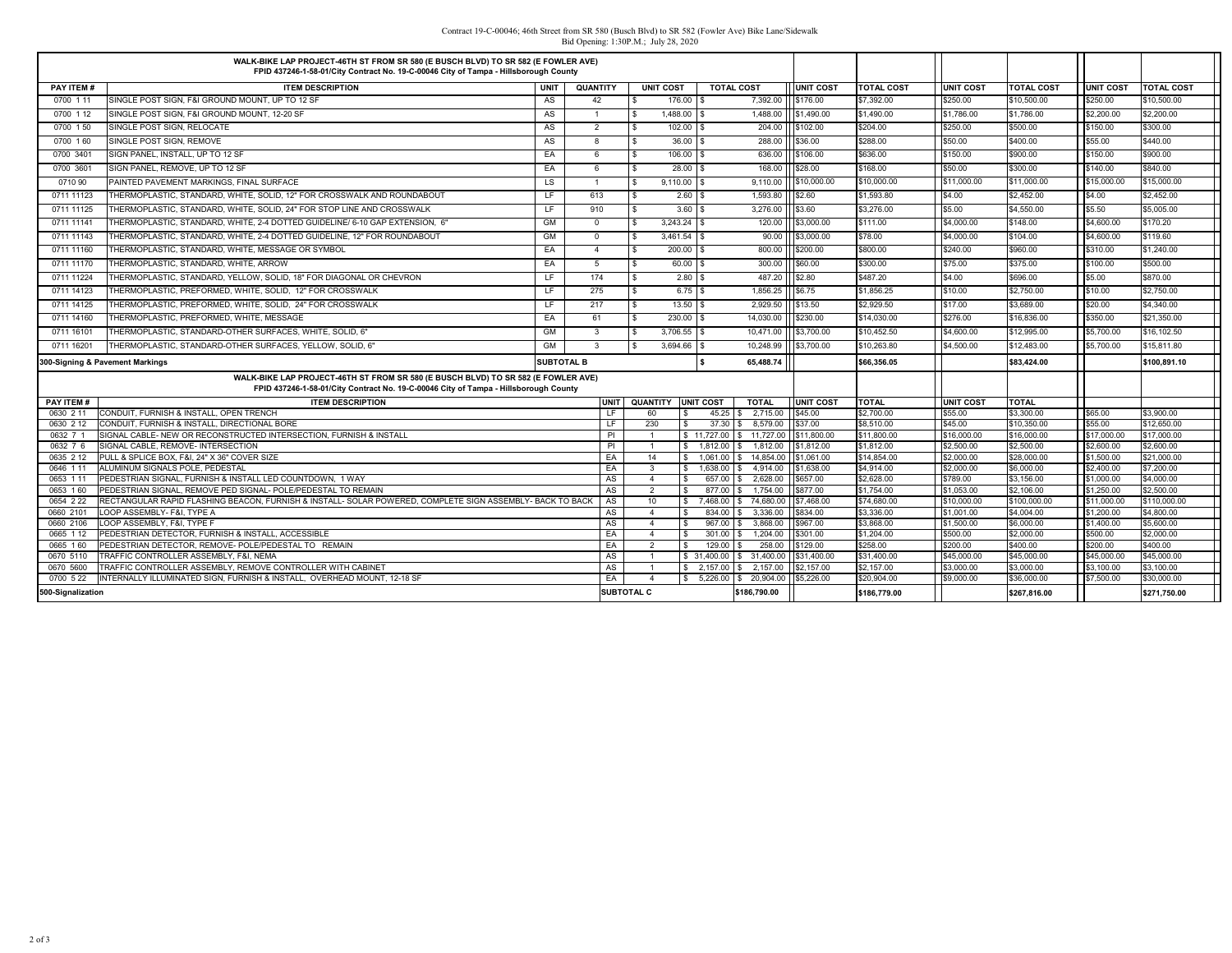Contract 19-C-00046; 46th Street from SR 580 (Busch Blvd) to SR 582 (Fowler Ave) Bike Lane/Sidewalk
Bid Opening: 1:30P.M.; July 28, 2020

| WALK-BIKE LAP PROJECT-46TH ST FROM SR 580 (E BUSCH BLVD) TO SR 582 (E FOWLER AVE) FPID 437246-1-58-01/City Contract No. 19-C-00046 City of Tampa - Hillsborough County | | | | | | | | | | | |
|---|---|---|---|---|---|---|---|---|---|---|---|
| PAY ITEM # | ITEM DESCRIPTION | UNIT | QUANTITY | UNIT COST | TOTAL COST | UNIT COST | TOTAL COST | UNIT COST | TOTAL COST | UNIT COST | TOTAL COST |
| 0700 1 11 | SINGLE POST SIGN, F&I GROUND MOUNT, UP TO 12 SF | AS | 42 | $ 176.00 | $ 7,392.00 | $176.00 | $7,392.00 | $250.00 | $10,500.00 | $250.00 | $10,500.00 |
| 0700 1 12 | SINGLE POST SIGN, F&I GROUND MOUNT, 12-20 SF | AS | 1 | $ 1,488.00 | $ 1,488.00 | $1,490.00 | $1,490.00 | $1,786.00 | $1,786.00 | $2,200.00 | $2,200.00 |
| 0700 1 50 | SINGLE POST SIGN, RELOCATE | AS | 2 | $ 102.00 | $ 204.00 | $102.00 | $204.00 | $250.00 | $500.00 | $150.00 | $300.00 |
| 0700 1 60 | SINGLE POST SIGN, REMOVE | AS | 8 | $ 36.00 | $ 288.00 | $36.00 | $288.00 | $50.00 | $400.00 | $55.00 | $440.00 |
| 0700 3401 | SIGN PANEL, INSTALL, UP TO 12 SF | EA | 6 | $ 106.00 | $ 636.00 | $106.00 | $636.00 | $150.00 | $900.00 | $150.00 | $900.00 |
| 0700 3601 | SIGN PANEL, REMOVE, UP TO 12 SF | EA | 6 | $ 28.00 | $ 168.00 | $28.00 | $168.00 | $50.00 | $300.00 | $140.00 | $840.00 |
| 0710 90 | PAINTED PAVEMENT MARKINGS, FINAL SURFACE | LS | 1 | $ 9,110.00 | $ 9,110.00 | $10,000.00 | $10,000.00 | $11,000.00 | $11,000.00 | $15,000.00 | $15,000.00 |
| 0711 11123 | THERMOPLASTIC, STANDARD, WHITE, SOLID, 12" FOR CROSSWALK AND ROUNDABOUT | LF | 613 | $ 2.60 | $ 1,593.80 | $2.60 | $1,593.80 | $4.00 | $2,452.00 | $4.00 | $2,452.00 |
| 0711 11125 | THERMOPLASTIC, STANDARD, WHITE, SOLID, 24" FOR STOP LINE AND CROSSWALK | LF | 910 | $ 3.60 | $ 3,276.00 | $3.60 | $3,276.00 | $5.00 | $4,550.00 | $5.50 | $5,005.00 |
| 0711 11141 | THERMOPLASTIC, STANDARD, WHITE, 2-4 DOTTED GUIDELINE/ 6-10 GAP EXTENSION, 6" | GM | 0 | $ 3,243.24 | $ 120.00 | $3,000.00 | $111.00 | $4,000.00 | $148.00 | $4,600.00 | $170.20 |
| 0711 11143 | THERMOPLASTIC, STANDARD, WHITE, 2-4 DOTTED GUIDELINE, 12" FOR ROUNDABOUT | GM | 0 | $ 3,461.54 | $ 90.00 | $3,000.00 | $78.00 | $4,000.00 | $104.00 | $4,600.00 | $119.60 |
| 0711 11160 | THERMOPLASTIC, STANDARD, WHITE, MESSAGE OR SYMBOL | EA | 4 | $ 200.00 | $ 800.00 | $200.00 | $800.00 | $240.00 | $960.00 | $310.00 | $1,240.00 |
| 0711 11170 | THERMOPLASTIC, STANDARD, WHITE, ARROW | EA | 5 | $ 60.00 | $ 300.00 | $60.00 | $300.00 | $75.00 | $375.00 | $100.00 | $500.00 |
| 0711 11224 | THERMOPLASTIC, STANDARD, YELLOW, SOLID, 18" FOR DIAGONAL OR CHEVRON | LF | 174 | $ 2.80 | $ 487.20 | $2.80 | $487.20 | $4.00 | $696.00 | $5.00 | $870.00 |
| 0711 14123 | THERMOPLASTIC, PREFORMED, WHITE, SOLID, 12" FOR CROSSWALK | LF | 275 | $ 6.75 | $ 1,856.25 | $6.75 | $1,856.25 | $10.00 | $2,750.00 | $10.00 | $2,750.00 |
| 0711 14125 | THERMOPLASTIC, PREFORMED, WHITE, SOLID, 24" FOR CROSSWALK | LF | 217 | $ 13.50 | $ 2,929.50 | $13.50 | $2,929.50 | $17.00 | $3,689.00 | $20.00 | $4,340.00 |
| 0711 14160 | THERMOPLASTIC, PREFORMED, WHITE, MESSAGE | EA | 61 | $ 230.00 | $ 14,030.00 | $230.00 | $14,030.00 | $276.00 | $16,836.00 | $350.00 | $21,350.00 |
| 0711 16101 | THERMOPLASTIC, STANDARD-OTHER SURFACES, WHITE, SOLID, 6" | GM | 3 | $ 3,706.55 | $ 10,471.00 | $3,700.00 | $10,452.50 | $4,600.00 | $12,995.00 | $5,700.00 | $16,102.50 |
| 0711 16201 | THERMOPLASTIC, STANDARD-OTHER SURFACES, YELLOW, SOLID, 6" | GM | 3 | $ 3,694.66 | $ 10,248.99 | $3,700.00 | $10,263.80 | $4,500.00 | $12,483.00 | $5,700.00 | $15,811.80 |
| 300-Signing & Pavement Markings | | SUBTOTAL B | | | $ 65,488.74 | | $66,356.05 | | $83,424.00 | | $100,891.10 |

| WALK-BIKE LAP PROJECT-46TH ST FROM SR 580 (E BUSCH BLVD) TO SR 582 (E FOWLER AVE) FPID 437246-1-58-01/City Contract No. 19-C-00046 City of Tampa - Hillsborough County | | | | | | | | | | | |
|---|---|---|---|---|---|---|---|---|---|---|---|
| PAY ITEM # | ITEM DESCRIPTION | UNIT | QUANTITY | UNIT COST | TOTAL | UNIT COST | TOTAL | UNIT COST | TOTAL | | |
| 0630 2 11 | CONDUIT, FURNISH & INSTALL, OPEN TRENCH | LF | 60 | $ 45.25 | $ 2,715.00 | $45.00 | $2,700.00 | $55.00 | $3,300.00 | $65.00 | $3,900.00 |
| 0630 2 12 | CONDUIT, FURNISH & INSTALL, DIRECTIONAL BORE | LF | 230 | $ 37.30 | $ 8,579.00 | $37.00 | $8,510.00 | $45.00 | $10,350.00 | $55.00 | $12,650.00 |
| 0632 7 1 | SIGNAL CABLE- NEW OR RECONSTRUCTED INTERSECTION, FURNISH & INSTALL | PI | 1 | $ 11,727.00 | $ 11,727.00 | $11,800.00 | $11,800.00 | $16,000.00 | $16,000.00 | $17,000.00 | $17,000.00 |
| 0632 7 6 | SIGNAL CABLE, REMOVE- INTERSECTION | PI | 1 | $ 1,812.00 | $ 1,812.00 | $1,812.00 | $1,812.00 | $2,500.00 | $2,500.00 | $2,600.00 | $2,600.00 |
| 0635 2 12 | PULL & SPLICE BOX, F&I, 24" X 36" COVER SIZE | EA | 14 | $ 1,061.00 | $ 14,854.00 | $1,061.00 | $14,854.00 | $2,000.00 | $28,000.00 | $1,500.00 | $21,000.00 |
| 0646 1 11 | ALUMINUM SIGNALS POLE, PEDESTAL | EA | 3 | $ 1,638.00 | $ 4,914.00 | $1,638.00 | $4,914.00 | $2,000.00 | $6,000.00 | $2,400.00 | $7,200.00 |
| 0653 1 11 | PEDESTRIAN SIGNAL, FURNISH & INSTALL LED COUNTDOWN, 1 WAY | AS | 4 | $ 657.00 | $ 2,628.00 | $657.00 | $2,628.00 | $789.00 | $3,156.00 | $1,000.00 | $4,000.00 |
| 0653 1 60 | PEDESTRIAN SIGNAL, REMOVE PED SIGNAL- POLE/PEDESTAL TO REMAIN | AS | 2 | $ 877.00 | $ 1,754.00 | $877.00 | $1,754.00 | $1,053.00 | $2,106.00 | $1,250.00 | $2,500.00 |
| 0654 2 22 | RECTANGULAR RAPID FLASHING BEACON, FURNISH & INSTALL- SOLAR POWERED, COMPLETE SIGN ASSEMBLY- BACK TO BACK | AS | 10 | $ 7,468.00 | $ 74,680.00 | $7,468.00 | $74,680.00 | $10,000.00 | $100,000.00 | $11,000.00 | $110,000.00 |
| 0660 2101 | LOOP ASSEMBLY- F&I, TYPE A | AS | 4 | $ 834.00 | $ 3,336.00 | $834.00 | $3,336.00 | $1,001.00 | $4,004.00 | $1,200.00 | $4,800.00 |
| 0660 2106 | LOOP ASSEMBLY, F&I, TYPE F | AS | 4 | $ 967.00 | $ 3,868.00 | $967.00 | $3,868.00 | $1,500.00 | $6,000.00 | $1,400.00 | $5,600.00 |
| 0665 1 12 | PEDESTRIAN DETECTOR, FURNISH & INSTALL, ACCESSIBLE | EA | 4 | $ 301.00 | $ 1,204.00 | $301.00 | $1,204.00 | $500.00 | $2,000.00 | $500.00 | $2,000.00 |
| 0665 1 60 | PEDESTRIAN DETECTOR, REMOVE- POLE/PEDESTAL TO REMAIN | EA | 2 | $ 129.00 | $ 258.00 | $129.00 | $258.00 | $200.00 | $400.00 | $200.00 | $400.00 |
| 0670 5110 | TRAFFIC CONTROLLER ASSEMBLY, F&I, NEMA | AS | 1 | $ 31,400.00 | $ 31,400.00 | $31,400.00 | $31,400.00 | $45,000.00 | $45,000.00 | $45,000.00 | $45,000.00 |
| 0670 5600 | TRAFFIC CONTROLLER ASSEMBLY, REMOVE CONTROLLER WITH CABINET | AS | 1 | $ 2,157.00 | $ 2,157.00 | $2,157.00 | $2,157.00 | $3,000.00 | $3,000.00 | $3,100.00 | $3,100.00 |
| 0700 5 22 | INTERNALLY ILLUMINATED SIGN, FURNISH & INSTALL, OVERHEAD MOUNT, 12-18 SF | EA | 4 | $ 5,226.00 | $ 20,904.00 | $5,226.00 | $20,904.00 | $9,000.00 | $36,000.00 | $7,500.00 | $30,000.00 |
| 500-Signalization | | SUBTOTAL C | | | $186,790.00 | | $186,779.00 | | $267,816.00 | | $271,750.00 |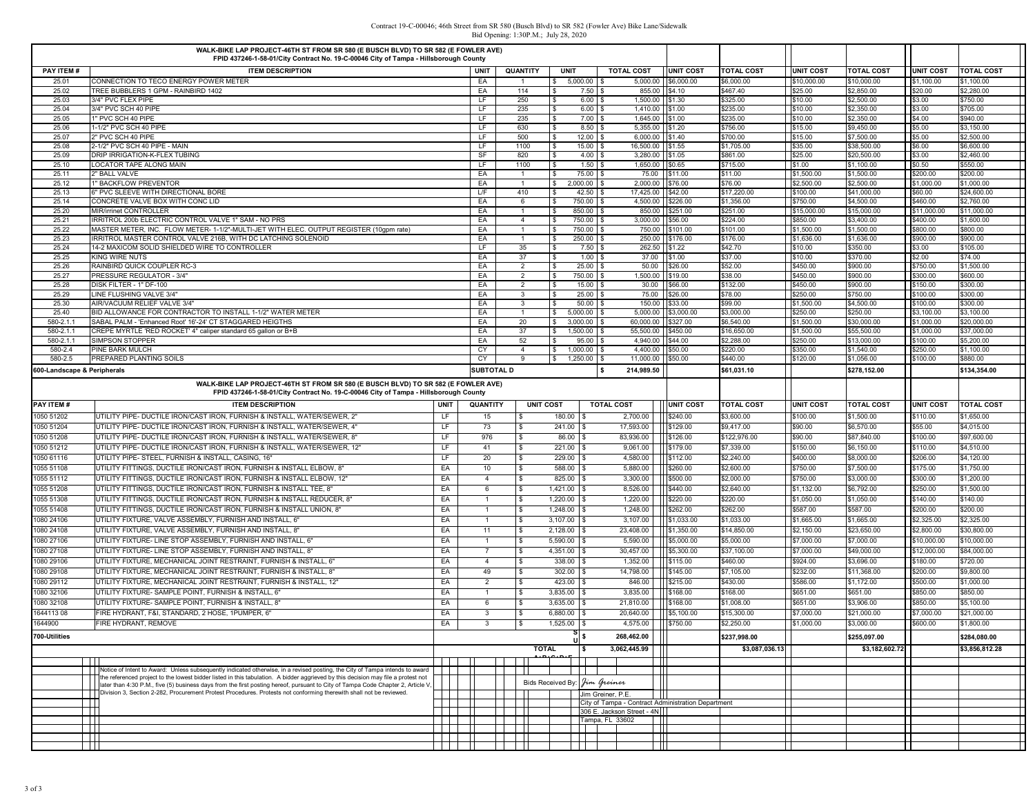Contract 19-C-00046; 46th Street from SR 580 (Busch Blvd) to SR 582 (Fowler Ave) Bike Lane/Sidewalk
Bid Opening: 1:30P.M.; July 28, 2020

**WALK-BIKE LAP PROJECT-46TH ST FROM SR 580 (E BUSCH BLVD) TO SR 582 (E FOWLER AVE)**
**FPID 437246-1-58-01/City Contract No. 19-C-00046 City of Tampa - Hillsborough County**

| PAY ITEM # | ITEM DESCRIPTION | UNIT | QUANTITY | UNIT | TOTAL COST | UNIT COST | TOTAL COST | UNIT COST | TOTAL COST | UNIT COST | TOTAL COST |
|---|---|---|---|---|---|---|---|---|---|---|---|
| 25.01 | CONNECTION TO TECO ENERGY POWER METER | EA | 1 | $ 5,000.00 | $ 5,000.00 | $6,000.00 | $6,000.00 | $10,000.00 | $10,000.00 | $1,100.00 | $1,100.00 |
| 25.02 | TREE BUBBLERS 1 GPM - RAINBIRD 1402 | EA | 114 | $ 7.50 | $ 855.00 | $4.10 | $467.40 | $25.00 | $2,850.00 | $20.00 | $2,280.00 |
| 25.03 | 3/4" PVC FLEX PIPE | LF | 250 | $ 6.00 | $ 1,500.00 | $1.30 | $325.00 | $10.00 | $2,500.00 | $3.00 | $750.00 |
| 25.04 | 3/4" PVC SCH 40 PIPE | LF | 235 | $ 6.00 | $ 1,410.00 | $1.00 | $235.00 | $10.00 | $2,350.00 | $3.00 | $705.00 |
| 25.05 | 1" PVC SCH 40 PIPE | LF | 235 | $ 7.00 | $ 1,645.00 | $1.00 | $235.00 | $10.00 | $2,350.00 | $4.00 | $940.00 |
| 25.06 | 1-1/2" PVC SCH 40 PIPE | LF | 630 | $ 8.50 | $ 5,355.00 | $1.20 | $756.00 | $15.00 | $9,450.00 | $5.00 | $3,150.00 |
| 25.07 | 2" PVC SCH 40 PIPE | LF | 500 | $ 12.00 | $ 6,000.00 | $1.40 | $700.00 | $15.00 | $7,500.00 | $5.00 | $2,500.00 |
| 25.08 | 2-1/2" PVC SCH 40 PIPE - MAIN | LF | 1100 | $ 15.00 | $ 16,500.00 | $1.55 | $1,705.00 | $35.00 | $38,500.00 | $6.00 | $6,600.00 |
| 25.09 | DRIP IRRIGATION-K-FLEX TUBING | SF | 820 | $ 4.00 | $ 3,280.00 | $1.05 | $861.00 | $25.00 | $20,500.00 | $3.00 | $2,460.00 |
| 25.10 | LOCATOR TAPE ALONG MAIN | LF | 1100 | $ 1.50 | $ 1,650.00 | $0.65 | $715.00 | $1.00 | $1,100.00 | $0.50 | $550.00 |
| 25.11 | 2" BALL VALVE | EA | 1 | $ 75.00 | $ 75.00 | $11.00 | $11.00 | $1,500.00 | $1,500.00 | $200.00 | $200.00 |
| 25.12 | 1" BACKFLOW PREVENTOR | EA | 1 | $ 2,000.00 | $ 2,000.00 | $76.00 | $76.00 | $2,500.00 | $2,500.00 | $1,000.00 | $1,000.00 |
| 25.13 | 6" PVC SLEEVE WITH DIRECTIONAL BORE | L/F | 410 | $ 42.50 | $ 17,425.00 | $42.00 | $17,220.00 | $100.00 | $41,000.00 | $60.00 | $24,600.00 |
| 25.14 | CONCRETE VALVE BOX WITH CONC LID | EA | 6 | $ 750.00 | $ 4,500.00 | $226.00 | $1,356.00 | $750.00 | $4,500.00 | $460.00 | $2,760.00 |
| 25.20 | MIR/irrinet CONTROLLER | EA | 1 | $ 850.00 | $ 850.00 | $251.00 | $251.00 | $15,000.00 | $15,000.00 | $11,000.00 | $11,000.00 |
| 25.21 | IRRITROL 200b ELECTRIC CONTROL VALVE 1" SAM - NO PRS | EA | 4 | $ 750.00 | $ 3,000.00 | $56.00 | $224.00 | $850.00 | $3,400.00 | $400.00 | $1,600.00 |
| 25.22 | MASTER METER, INC. FLOW METER- 1-1/2"-MULTI-JET WITH ELEC. OUTPUT REGISTER (10gpm rate) | EA | 1 | $ 750.00 | $ 750.00 | $101.00 | $101.00 | $1,500.00 | $1,500.00 | $800.00 | $800.00 |
| 25.23 | IRRITROL MASTER CONTROL VALVE 216B, WITH DC LATCHING SOLENOID | EA | 1 | $ 250.00 | $ 250.00 | $176.00 | $176.00 | $1,636.00 | $1,636.00 | $900.00 | $900.00 |
| 25.24 | 14-2 MAXICOM SOLID SHIELDED WIRE TO CONTROLLER | LF | 35 | $ 7.50 | $ 262.50 | $1.22 | $42.70 | $10.00 | $350.00 | $3.00 | $105.00 |
| 25.25 | KING WIRE NUTS | EA | 37 | $ 1.00 | $ 37.00 | $1.00 | $37.00 | $10.00 | $370.00 | $2.00 | $74.00 |
| 25.26 | RAINBIRD QUICK COUPLER RC-3 | EA | 2 | $ 25.00 | $ 50.00 | $26.00 | $52.00 | $450.00 | $900.00 | $750.00 | $1,500.00 |
| 25.27 | PRESSURE REGULATOR - 3/4" | EA | 2 | $ 750.00 | $ 1,500.00 | $19.00 | $38.00 | $450.00 | $900.00 | $300.00 | $600.00 |
| 25.28 | DISK FILTER - 1" DF-100 | EA | 2 | $ 15.00 | $ 30.00 | $66.00 | $132.00 | $450.00 | $900.00 | $150.00 | $300.00 |
| 25.29 | LINE FLUSHING VALVE 3/4" | EA | 3 | $ 25.00 | $ 75.00 | $26.00 | $78.00 | $250.00 | $750.00 | $100.00 | $300.00 |
| 25.30 | AIR/VACUUM RELIEF VALVE 3/4" | EA | 3 | $ 50.00 | $ 150.00 | $33.00 | $99.00 | $1,500.00 | $4,500.00 | $100.00 | $300.00 |
| 25.40 | BID ALLOWANCE FOR CONTRACTOR TO INSTALL 1-1/2" WATER METER | EA | 1 | $ 5,000.00 | $ 5,000.00 | $3,000.00 | $3,000.00 | $250.00 | $250.00 | $3,100.00 | $3,100.00 |
| 580-2.1.1 | SABAL PALM - 'Enhanced Root' 16'-24' CT STAGGARED HEIGTHS | EA | 20 | $ 3,000.00 | $ 60,000.00 | $327.00 | $6,540.00 | $1,500.00 | $30,000.00 | $1,000.00 | $20,000.00 |
| 580-2.1.1 | CREPE MYRTLE 'RED ROCKET' 4" caliper standard 65 gallon or B+B | EA | 37 | $ 1,500.00 | $ 55,500.00 | $450.00 | $16,650.00 | $1,500.00 | $55,500.00 | $1,000.00 | $37,000.00 |
| 580-2.1.1 | SIMPSON STOPPER | EA | 52 | $ 95.00 | $ 4,940.00 | $44.00 | $2,288.00 | $250.00 | $13,000.00 | $100.00 | $5,200.00 |
| 580-2.4 | PINE BARK MULCH | CY | 4 | $ 1,000.00 | $ 4,400.00 | $50.00 | $220.00 | $350.00 | $1,540.00 | $250.00 | $1,100.00 |
| 580-2.5 | PREPARED PLANTING SOILS | CY | 9 | $ 1,250.00 | $ 11,000.00 | $50.00 | $440.00 | $120.00 | $1,056.00 | $100.00 | $880.00 |
| 600-Landscape & Peripherals | | SUBTOTAL D | | | $ 214,989.50 | | $61,031.10 | | $278,152.00 | | $134,354.00 |

**WALK-BIKE LAP PROJECT-46TH ST FROM SR 580 (E BUSCH BLVD) TO SR 582 (E FOWLER AVE)**
**FPID 437246-1-58-01/City Contract No. 19-C-00046 City of Tampa - Hillsborough County**

| PAY ITEM # | ITEM DESCRIPTION | UNIT | QUANTITY | UNIT COST | TOTAL COST | UNIT COST | TOTAL COST | UNIT COST | TOTAL COST | UNIT COST | TOTAL COST |
|---|---|---|---|---|---|---|---|---|---|---|---|
| 1050 51202 | UTILITY PIPE- DUCTILE IRON/CAST IRON, FURNISH & INSTALL, WATER/SEWER, 2" | LF | 15 | $ 180.00 | $ 2,700.00 | $240.00 | $3,600.00 | $100.00 | $1,500.00 | $110.00 | $1,650.00 |
| 1050 51204 | UTILITY PIPE- DUCTILE IRON/CAST IRON, FURNISH & INSTALL, WATER/SEWER, 4" | LF | 73 | $ 241.00 | $ 17,593.00 | $129.00 | $9,417.00 | $90.00 | $6,570.00 | $55.00 | $4,015.00 |
| 1050 51208 | UTILITY PIPE- DUCTILE IRON/CAST IRON, FURNISH & INSTALL, WATER/SEWER, 8" | LF | 976 | $ 86.00 | $ 83,936.00 | $126.00 | $122,976.00 | $90.00 | $87,840.00 | $100.00 | $97,600.00 |
| 1050 51212 | UTILITY PIPE- DUCTILE IRON/CAST IRON, FURNISH & INSTALL, WATER/SEWER, 12" | LF | 41 | $ 221.00 | $ 9,061.00 | $179.00 | $7,339.00 | $150.00 | $6,150.00 | $110.00 | $4,510.00 |
| 1050 61116 | UTILITY PIPE- STEEL, FURNISH & INSTALL, CASING, 16" | LF | 20 | $ 229.00 | $ 4,580.00 | $112.00 | $2,240.00 | $400.00 | $8,000.00 | $206.00 | $4,120.00 |
| 1055 51108 | UTILITY FITTINGS, DUCTILE IRON/CAST IRON, FURNISH & INSTALL ELBOW, 8" | EA | 10 | $ 588.00 | $ 5,880.00 | $260.00 | $2,600.00 | $750.00 | $7,500.00 | $175.00 | $1,750.00 |
| 1055 51112 | UTILITY FITTINGS, DUCTILE IRON/CAST IRON, FURNISH & INSTALL ELBOW, 12" | EA | 4 | $ 825.00 | $ 3,300.00 | $500.00 | $2,000.00 | $750.00 | $3,000.00 | $300.00 | $1,200.00 |
| 1055 51208 | UTILITY FITTINGS, DUCTILE IRON/CAST IRON, FURNISH & INSTALL TEE, 8" | EA | 6 | $ 1,421.00 | $ 8,526.00 | $440.00 | $2,640.00 | $1,132.00 | $6,792.00 | $250.00 | $1,500.00 |
| 1055 51308 | UTILITY FITTINGS, DUCTILE IRON/CAST IRON, FURNISH & INSTALL REDUCER, 8" | EA | 1 | $ 1,220.00 | $ 1,220.00 | $220.00 | $220.00 | $1,050.00 | $1,050.00 | $140.00 | $140.00 |
| 1055 51408 | UTILITY FITTINGS, DUCTILE IRON/CAST IRON, FURNISH & INSTALL UNION, 8" | EA | 1 | $ 1,248.00 | $ 1,248.00 | $262.00 | $262.00 | $587.00 | $587.00 | $200.00 | $200.00 |
| 1080 24106 | UTILITY FIXTURE, VALVE ASSEMBLY, FURNISH AND INSTALL, 6" | EA | 1 | $ 3,107.00 | $ 3,107.00 | $1,033.00 | $1,033.00 | $1,665.00 | $1,665.00 | $2,325.00 | $2,325.00 |
| 1080 24108 | UTILITY FIXTURE, VALVE ASSEMBLY, FURNISH AND INSTALL, 8" | EA | 11 | $ 2,128.00 | $ 23,408.00 | $1,350.00 | $14,850.00 | $2,150.00 | $23,650.00 | $2,800.00 | $30,800.00 |
| 1080 27106 | UTILITY FIXTURE- LINE STOP ASSEMBLY, FURNISH AND INSTALL, 6" | EA | 1 | $ 5,590.00 | $ 5,590.00 | $5,000.00 | $5,000.00 | $7,000.00 | $7,000.00 | $10,000.00 | $10,000.00 |
| 1080 27108 | UTILITY FIXTURE- LINE STOP ASSEMBLY, FURNISH AND INSTALL, 8" | EA | 7 | $ 4,351.00 | $ 30,457.00 | $5,300.00 | $37,100.00 | $7,000.00 | $49,000.00 | $12,000.00 | $84,000.00 |
| 1080 29106 | UTILITY FIXTURE, MECHANICAL JOINT RESTRAINT, FURNISH & INSTALL, 6" | EA | 4 | $ 338.00 | $ 1,352.00 | $115.00 | $460.00 | $924.00 | $3,696.00 | $180.00 | $720.00 |
| 1080 29108 | UTILITY FIXTURE, MECHANICAL JOINT RESTRAINT, FURNISH & INSTALL, 8" | EA | 49 | $ 302.00 | $ 14,798.00 | $145.00 | $7,105.00 | $232.00 | $11,368.00 | $200.00 | $9,800.00 |
| 1080 29112 | UTILITY FIXTURE, MECHANICAL JOINT RESTRAINT, FURNISH & INSTALL, 12" | EA | 2 | $ 423.00 | $ 846.00 | $215.00 | $430.00 | $586.00 | $1,172.00 | $500.00 | $1,000.00 |
| 1080 32106 | UTILITY FIXTURE- SAMPLE POINT, FURNISH & INSTALL, 6" | EA | 1 | $ 3,835.00 | $ 3,835.00 | $168.00 | $168.00 | $651.00 | $651.00 | $850.00 | $850.00 |
| 1080 32108 | UTILITY FIXTURE- SAMPLE POINT, FURNISH & INSTALL, 8" | EA | 6 | $ 3,635.00 | $ 21,810.00 | $168.00 | $1,008.00 | $651.00 | $3,906.00 | $850.00 | $5,100.00 |
| 1644113 08 | FIRE HYDRANT, F&I, STANDARD, 2 HOSE, 1PUMPER, 6" | EA | 3 | $ 6,880.00 | $ 20,640.00 | $5,100.00 | $15,300.00 | $7,000.00 | $21,000.00 | $7,000.00 | $21,000.00 |
| 1644900 | FIRE HYDRANT, REMOVE | EA | 3 | $ 1,525.00 | $ 4,575.00 | $750.00 | $2,250.00 | $1,000.00 | $3,000.00 | $600.00 | $1,800.00 |
| 700-Utilities | | | | SU | $ 268,462.00 | | $237,998.00 | | $255,097.00 | | $284,080.00 |
| | | | | TOTAL A+B+C+D+E | $ 3,062,445.99 | | $3,087,036.13 | | $3,182,602.72 | | $3,856,812.28 |

Notice of Intent to Award: Unless subsequently indicated otherwise, in a revised posting, the City of Tampa intends to award the referenced project to the lowest bidder listed in this tabulation. A bidder aggrieved by this decision may file a protest not later than 4:30 P.M., five (5) business days from the first posting hereof, pursuant to City of Tampa Code Chapter 2, Article V, Division 3, Section 2-282, Procurement Protest Procedures. Protests not conforming therewith shall not be reviewed.

Bids Received By: *Jim Greiner*

Jim Greiner, P.E.
City of Tampa - Contract Administration Department
306 E. Jackson Street - 4N
Tampa, FL 33602